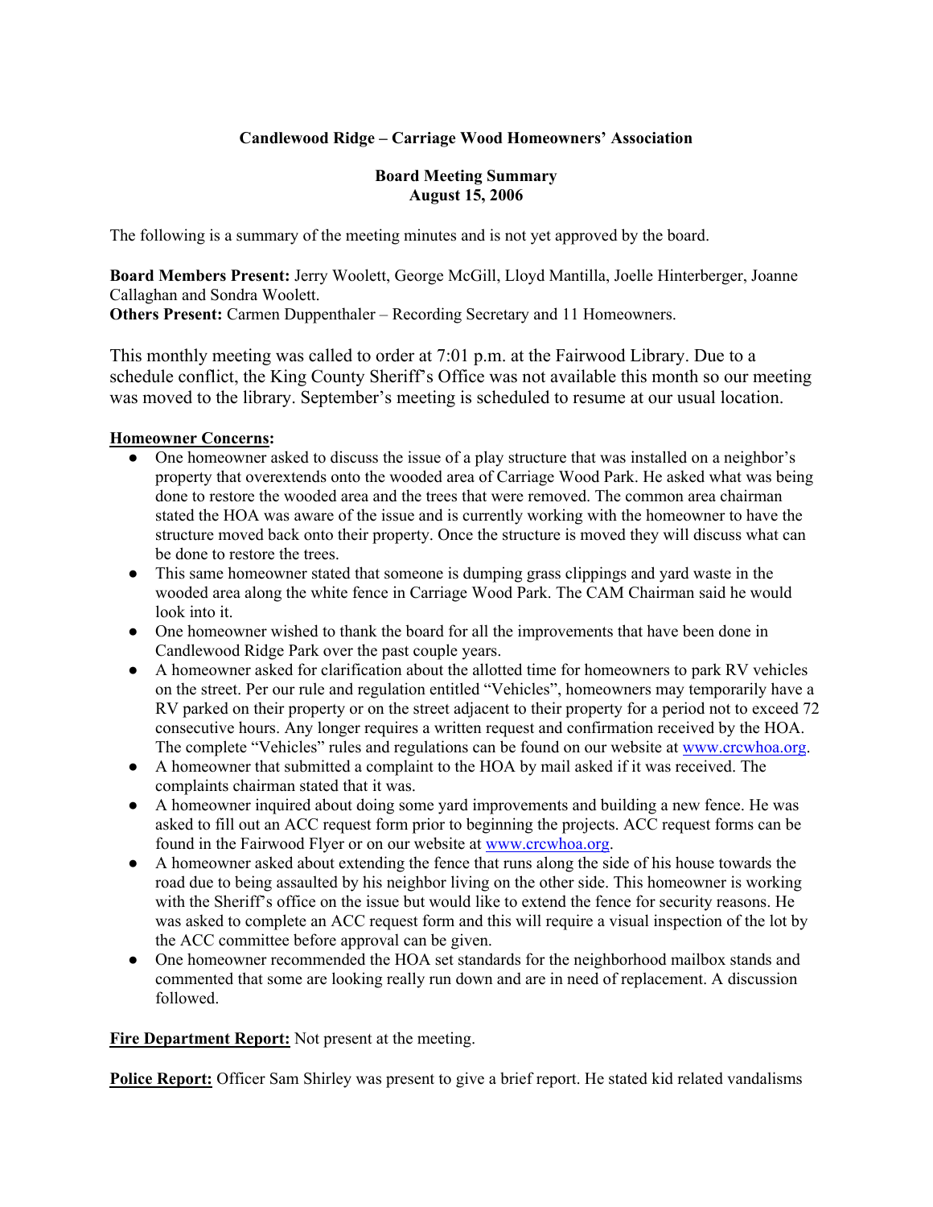**Candlewood Ridge – Carriage Wood Homeowners' Association**

**Board Meeting Summary**
**August 15, 2006**

The following is a summary of the meeting minutes and is not yet approved by the board.

**Board Members Present:** Jerry Woolett, George McGill, Lloyd Mantilla, Joelle Hinterberger, Joanne Callaghan and Sondra Woolett.
**Others Present:** Carmen Duppenthaler – Recording Secretary and 11 Homeowners.

This monthly meeting was called to order at 7:01 p.m. at the Fairwood Library. Due to a schedule conflict, the King County Sheriff's Office was not available this month so our meeting was moved to the library. September's meeting is scheduled to resume at our usual location.

**Homeowner Concerns:**

- One homeowner asked to discuss the issue of a play structure that was installed on a neighbor's property that overextends onto the wooded area of Carriage Wood Park. He asked what was being done to restore the wooded area and the trees that were removed. The common area chairman stated the HOA was aware of the issue and is currently working with the homeowner to have the structure moved back onto their property. Once the structure is moved they will discuss what can be done to restore the trees.
- This same homeowner stated that someone is dumping grass clippings and yard waste in the wooded area along the white fence in Carriage Wood Park. The CAM Chairman said he would look into it.
- One homeowner wished to thank the board for all the improvements that have been done in Candlewood Ridge Park over the past couple years.
- A homeowner asked for clarification about the allotted time for homeowners to park RV vehicles on the street. Per our rule and regulation entitled "Vehicles", homeowners may temporarily have a RV parked on their property or on the street adjacent to their property for a period not to exceed 72 consecutive hours. Any longer requires a written request and confirmation received by the HOA. The complete "Vehicles" rules and regulations can be found on our website at www.crcwhoa.org.
- A homeowner that submitted a complaint to the HOA by mail asked if it was received. The complaints chairman stated that it was.
- A homeowner inquired about doing some yard improvements and building a new fence. He was asked to fill out an ACC request form prior to beginning the projects. ACC request forms can be found in the Fairwood Flyer or on our website at www.crcwhoa.org.
- A homeowner asked about extending the fence that runs along the side of his house towards the road due to being assaulted by his neighbor living on the other side. This homeowner is working with the Sheriff's office on the issue but would like to extend the fence for security reasons. He was asked to complete an ACC request form and this will require a visual inspection of the lot by the ACC committee before approval can be given.
- One homeowner recommended the HOA set standards for the neighborhood mailbox stands and commented that some are looking really run down and are in need of replacement. A discussion followed.

**Fire Department Report:** Not present at the meeting.

**Police Report:** Officer Sam Shirley was present to give a brief report. He stated kid related vandalisms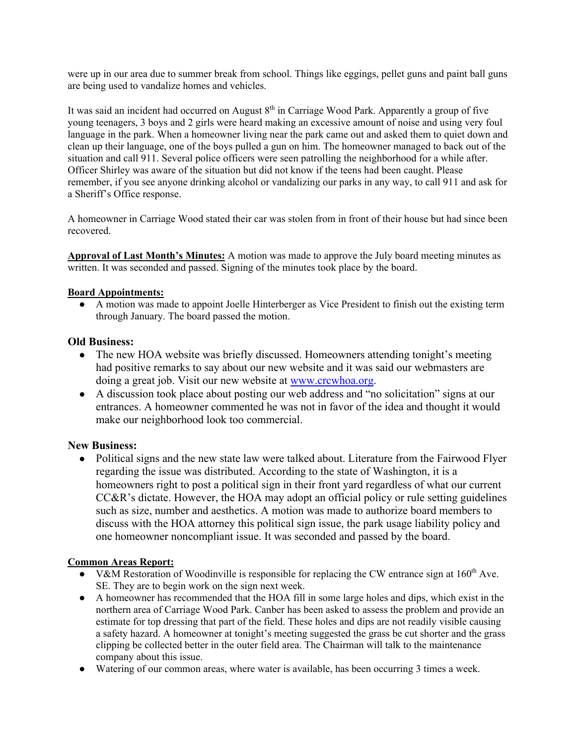were up in our area due to summer break from school. Things like eggings, pellet guns and paint ball guns are being used to vandalize homes and vehicles.

It was said an incident had occurred on August 8th in Carriage Wood Park. Apparently a group of five young teenagers, 3 boys and 2 girls were heard making an excessive amount of noise and using very foul language in the park. When a homeowner living near the park came out and asked them to quiet down and clean up their language, one of the boys pulled a gun on him. The homeowner managed to back out of the situation and call 911. Several police officers were seen patrolling the neighborhood for a while after. Officer Shirley was aware of the situation but did not know if the teens had been caught. Please remember, if you see anyone drinking alcohol or vandalizing our parks in any way, to call 911 and ask for a Sheriff's Office response.

A homeowner in Carriage Wood stated their car was stolen from in front of their house but had since been recovered.

**Approval of Last Month's Minutes:** A motion was made to approve the July board meeting minutes as written. It was seconded and passed. Signing of the minutes took place by the board.

**Board Appointments:**

- A motion was made to appoint Joelle Hinterberger as Vice President to finish out the existing term through January. The board passed the motion.

### Old Business:

- The new HOA website was briefly discussed. Homeowners attending tonight's meeting had positive remarks to say about our new website and it was said our webmasters are doing a great job. Visit our new website at [www.crcwhoa.org](http://www.crcwhoa.org).
- A discussion took place about posting our web address and "no solicitation" signs at our entrances. A homeowner commented he was not in favor of the idea and thought it would make our neighborhood look too commercial.

### New Business:

- Political signs and the new state law were talked about. Literature from the Fairwood Flyer regarding the issue was distributed. According to the state of Washington, it is a homeowners right to post a political sign in their front yard regardless of what our current CC&R's dictate. However, the HOA may adopt an official policy or rule setting guidelines such as size, number and aesthetics. A motion was made to authorize board members to discuss with the HOA attorney this political sign issue, the park usage liability policy and one homeowner noncompliant issue. It was seconded and passed by the board.

**Common Areas Report:**

- V&M Restoration of Woodinville is responsible for replacing the CW entrance sign at 160th Ave. SE. They are to begin work on the sign next week.
- A homeowner has recommended that the HOA fill in some large holes and dips, which exist in the northern area of Carriage Wood Park. Canber has been asked to assess the problem and provide an estimate for top dressing that part of the field. These holes and dips are not readily visible causing a safety hazard. A homeowner at tonight's meeting suggested the grass be cut shorter and the grass clipping be collected better in the outer field area. The Chairman will talk to the maintenance company about this issue.
- Watering of our common areas, where water is available, has been occurring 3 times a week.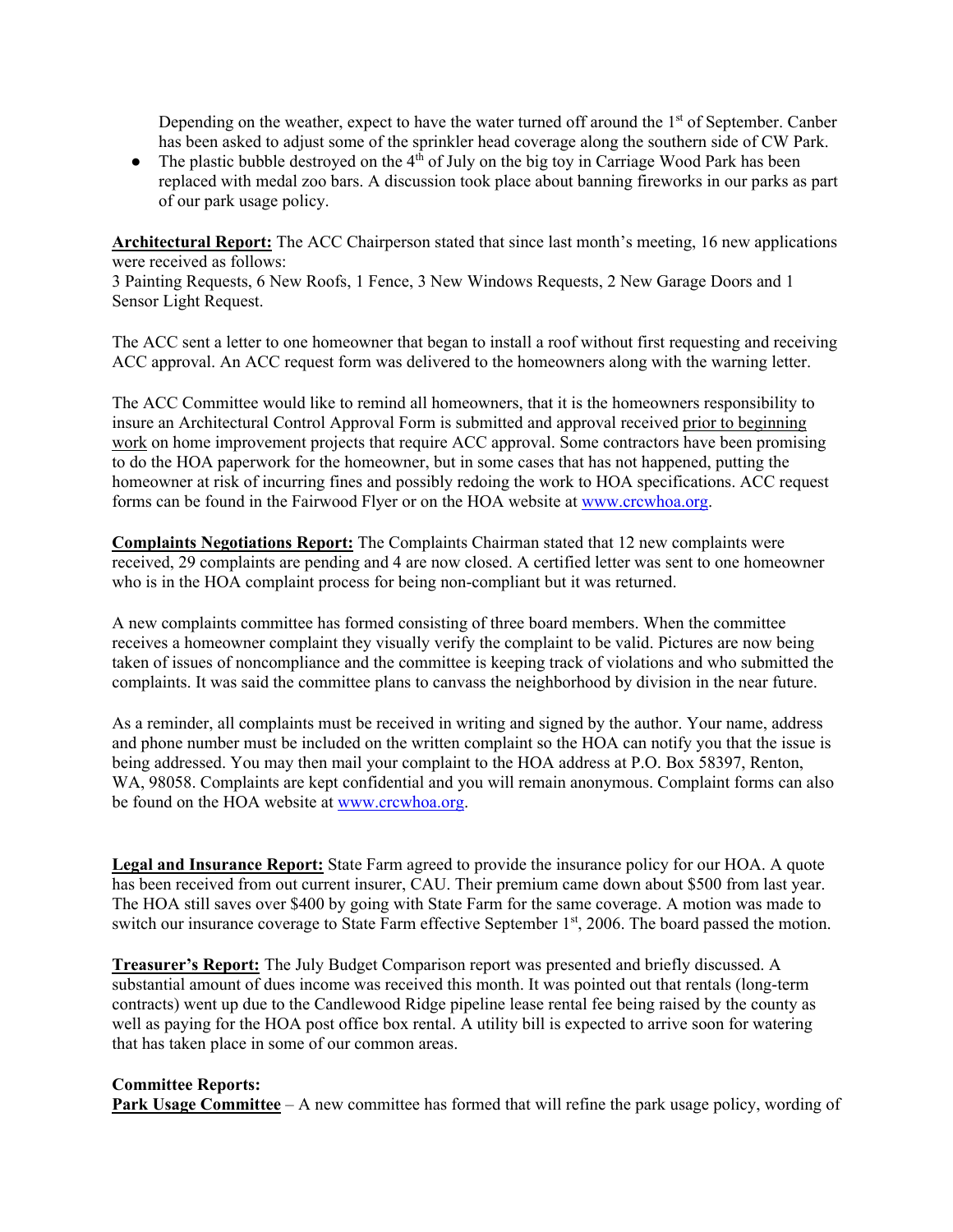Depending on the weather, expect to have the water turned off around the 1st of September. Canber has been asked to adjust some of the sprinkler head coverage along the southern side of CW Park.

- The plastic bubble destroyed on the 4th of July on the big toy in Carriage Wood Park has been replaced with medal zoo bars. A discussion took place about banning fireworks in our parks as part of our park usage policy.

**Architectural Report:** The ACC Chairperson stated that since last month's meeting, 16 new applications were received as follows:
3 Painting Requests, 6 New Roofs, 1 Fence, 3 New Windows Requests, 2 New Garage Doors and 1 Sensor Light Request.

The ACC sent a letter to one homeowner that began to install a roof without first requesting and receiving ACC approval. An ACC request form was delivered to the homeowners along with the warning letter.

The ACC Committee would like to remind all homeowners, that it is the homeowners responsibility to insure an Architectural Control Approval Form is submitted and approval received prior to beginning work on home improvement projects that require ACC approval. Some contractors have been promising to do the HOA paperwork for the homeowner, but in some cases that has not happened, putting the homeowner at risk of incurring fines and possibly redoing the work to HOA specifications. ACC request forms can be found in the Fairwood Flyer or on the HOA website at www.crcwhoa.org.

**Complaints Negotiations Report:** The Complaints Chairman stated that 12 new complaints were received, 29 complaints are pending and 4 are now closed. A certified letter was sent to one homeowner who is in the HOA complaint process for being non-compliant but it was returned.

A new complaints committee has formed consisting of three board members. When the committee receives a homeowner complaint they visually verify the complaint to be valid. Pictures are now being taken of issues of noncompliance and the committee is keeping track of violations and who submitted the complaints. It was said the committee plans to canvass the neighborhood by division in the near future.

As a reminder, all complaints must be received in writing and signed by the author. Your name, address and phone number must be included on the written complaint so the HOA can notify you that the issue is being addressed. You may then mail your complaint to the HOA address at P.O. Box 58397, Renton, WA, 98058. Complaints are kept confidential and you will remain anonymous. Complaint forms can also be found on the HOA website at www.crcwhoa.org.

**Legal and Insurance Report:** State Farm agreed to provide the insurance policy for our HOA. A quote has been received from out current insurer, CAU. Their premium came down about $500 from last year. The HOA still saves over $400 by going with State Farm for the same coverage. A motion was made to switch our insurance coverage to State Farm effective September 1st, 2006. The board passed the motion.

**Treasurer's Report:** The July Budget Comparison report was presented and briefly discussed. A substantial amount of dues income was received this month. It was pointed out that rentals (long-term contracts) went up due to the Candlewood Ridge pipeline lease rental fee being raised by the county as well as paying for the HOA post office box rental. A utility bill is expected to arrive soon for watering that has taken place in some of our common areas.

**Committee Reports:**
**Park Usage Committee** – A new committee has formed that will refine the park usage policy, wording of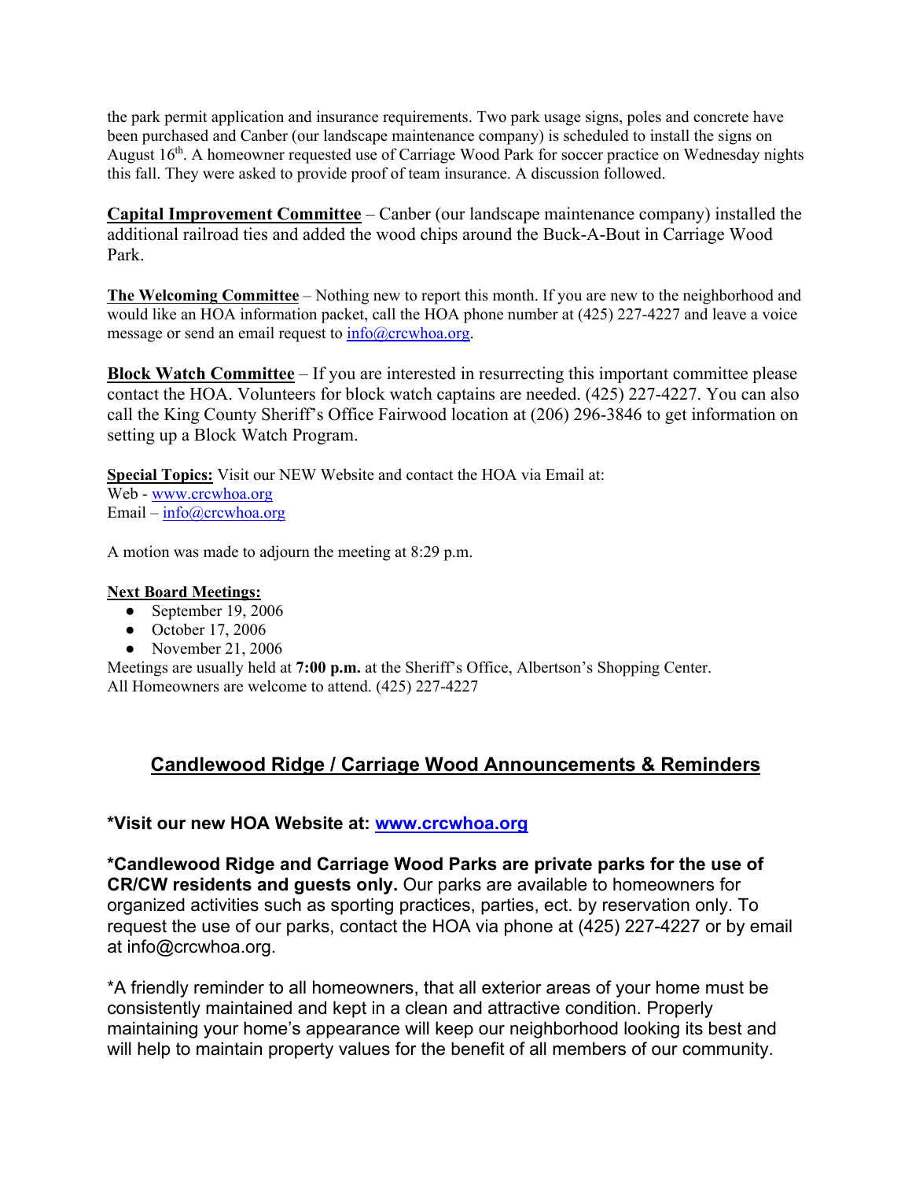the park permit application and insurance requirements. Two park usage signs, poles and concrete have been purchased and Canber (our landscape maintenance company) is scheduled to install the signs on August 16th. A homeowner requested use of Carriage Wood Park for soccer practice on Wednesday nights this fall. They were asked to provide proof of team insurance. A discussion followed.

**Capital Improvement Committee** – Canber (our landscape maintenance company) installed the additional railroad ties and added the wood chips around the Buck-A-Bout in Carriage Wood Park.

**The Welcoming Committee** – Nothing new to report this month. If you are new to the neighborhood and would like an HOA information packet, call the HOA phone number at (425) 227-4227 and leave a voice message or send an email request to info@crcwhoa.org.

**Block Watch Committee** – If you are interested in resurrecting this important committee please contact the HOA. Volunteers for block watch captains are needed. (425) 227-4227. You can also call the King County Sheriff's Office Fairwood location at (206) 296-3846 to get information on setting up a Block Watch Program.

**Special Topics:** Visit our NEW Website and contact the HOA via Email at:
Web - www.crcwhoa.org
Email – info@crcwhoa.org

A motion was made to adjourn the meeting at 8:29 p.m.

**Next Board Meetings:**

- September 19, 2006
- October 17, 2006
- November 21, 2006

Meetings are usually held at **7:00 p.m.** at the Sheriff's Office, Albertson's Shopping Center.
All Homeowners are welcome to attend. (425) 227-4227

## Candlewood Ridge / Carriage Wood Announcements & Reminders

**\*Visit our new HOA Website at: www.crcwhoa.org**

**\*Candlewood Ridge and Carriage Wood Parks are private parks for the use of CR/CW residents and guests only.** Our parks are available to homeowners for organized activities such as sporting practices, parties, ect. by reservation only. To request the use of our parks, contact the HOA via phone at (425) 227-4227 or by email at info@crcwhoa.org.

*A friendly reminder to all homeowners, that all exterior areas of your home must be consistently maintained and kept in a clean and attractive condition. Properly maintaining your home's appearance will keep our neighborhood looking its best and will help to maintain property values for the benefit of all members of our community.